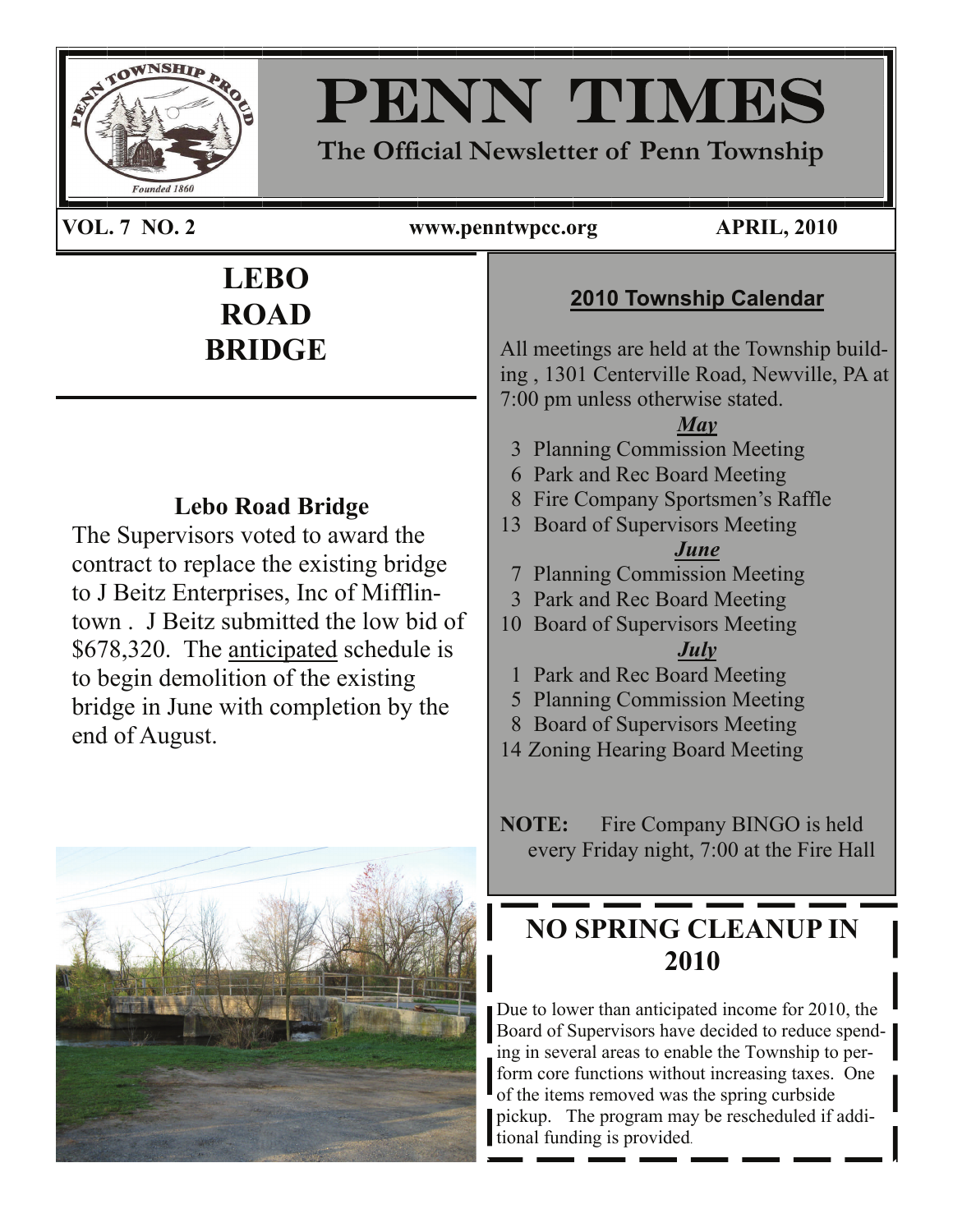# PENN TIMES

**The Official Newsletter of Penn Township**

**VOL. 7 NO. 2** **www.penntwpcc.org** **APRIL, 2010**

## LEBO ROAD BRIDGE

### Lebo Road Bridge

The Supervisors voted to award the contract to replace the existing bridge to J Beitz Enterprises, Inc of Mifflintown . J Beitz submitted the low bid of $678,320. The anticipated schedule is to begin demolition of the existing bridge in June with completion by the end of August.

### 2010 Township Calendar

All meetings are held at the Township building , 1301 Centerville Road, Newville, PA at 7:00 pm unless otherwise stated.

***May***

- 3 Planning Commission Meeting
- 6 Park and Rec Board Meeting
- 8 Fire Company Sportsmen's Raffle
- 13 Board of Supervisors Meeting

***June***

- 7 Planning Commission Meeting
- 3 Park and Rec Board Meeting
- 10 Board of Supervisors Meeting

***July***

- 1 Park and Rec Board Meeting
- 5 Planning Commission Meeting
- 8 Board of Supervisors Meeting
- 14 Zoning Hearing Board Meeting

**NOTE:** Fire Company BINGO is held every Friday night, 7:00 at the Fire Hall

## NO SPRING CLEANUP IN 2010

Due to lower than anticipated income for 2010, the Board of Supervisors have decided to reduce spending in several areas to enable the Township to perform core functions without increasing taxes. One of the items removed was the spring curbside pickup. The program may be rescheduled if additional funding is provided.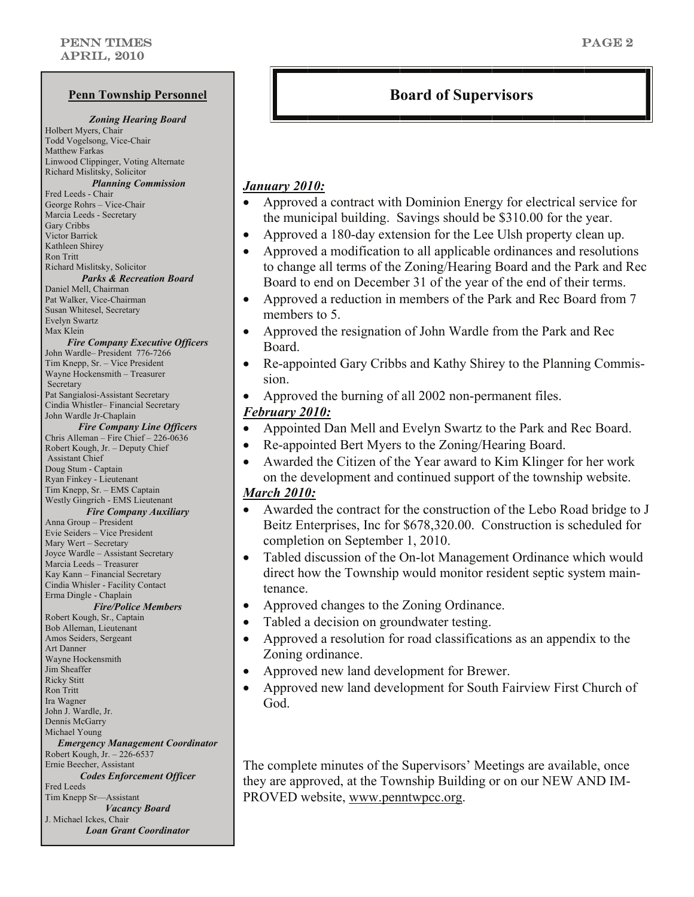## Penn Township Personnel

***Zoning Hearing Board***

Holbert Myers, Chair
Todd Vogelsong, Vice-Chair
Matthew Farkas
Linwood Clippinger, Voting Alternate
Richard Mislitsky, Solicitor

***Planning Commission***

Fred Leeds - Chair
George Rohrs – Vice-Chair
Marcia Leeds - Secretary
Gary Cribbs
Victor Barrick
Kathleen Shirey
Ron Tritt
Richard Mislitsky, Solicitor

***Parks & Recreation Board***

Daniel Mell, Chairman
Pat Walker, Vice-Chairman
Susan Whitesel, Secretary
Evelyn Swartz
Max Klein

***Fire Company Executive Officers***

John Wardle– President 776-7266
Tim Knepp, Sr. – Vice President
Wayne Hockensmith – Treasurer
Secretary
Pat Sangialosi-Assistant Secretary
Cindia Whistler– Financial Secretary
John Wardle Jr-Chaplain

***Fire Company Line Officers***

Chris Alleman – Fire Chief – 226-0636
Robert Kough, Jr. – Deputy Chief
Assistant Chief
Doug Stum - Captain
Ryan Finkey - Lieutenant
Tim Knepp, Sr. – EMS Captain
Westly Gingrich - EMS Lieutenant

***Fire Company Auxiliary***

Anna Group – President
Evie Seiders – Vice President
Mary Wert – Secretary
Joyce Wardle – Assistant Secretary
Marcia Leeds – Treasurer
Kay Kann – Financial Secretary
Cindia Whisler - Facility Contact
Erma Dingle - Chaplain

***Fire/Police Members***

Robert Kough, Sr., Captain
Bob Alleman, Lieutenant
Amos Seiders, Sergeant
Art Danner
Wayne Hockensmith
Jim Sheaffer
Ricky Stitt
Ron Tritt
Ira Wagner
John J. Wardle, Jr.
Dennis McGarry
Michael Young

***Emergency Management Coordinator***

Robert Kough, Jr. – 226-6537
Ernie Beecher, Assistant

***Codes Enforcement Officer***

Fred Leeds
Tim Knepp Sr—Assistant

***Vacancy Board***

J. Michael Ickes, Chair

***Loan Grant Coordinator***

# Board of Supervisors

***January 2010:***

- Approved a contract with Dominion Energy for electrical service for the municipal building. Savings should be $310.00 for the year.
- Approved a 180-day extension for the Lee Ulsh property clean up.
- Approved a modification to all applicable ordinances and resolutions to change all terms of the Zoning/Hearing Board and the Park and Rec Board to end on December 31 of the year of the end of their terms.
- Approved a reduction in members of the Park and Rec Board from 7 members to 5.
- Approved the resignation of John Wardle from the Park and Rec Board.
- Re-appointed Gary Cribbs and Kathy Shirey to the Planning Commission.
- Approved the burning of all 2002 non-permanent files.

***February 2010:***

- Appointed Dan Mell and Evelyn Swartz to the Park and Rec Board.
- Re-appointed Bert Myers to the Zoning/Hearing Board.
- Awarded the Citizen of the Year award to Kim Klinger for her work on the development and continued support of the township website.

***March 2010:***

- Awarded the contract for the construction of the Lebo Road bridge to J Beitz Enterprises, Inc for $678,320.00. Construction is scheduled for completion on September 1, 2010.
- Tabled discussion of the On-lot Management Ordinance which would direct how the Township would monitor resident septic system maintenance.
- Approved changes to the Zoning Ordinance.
- Tabled a decision on groundwater testing.
- Approved a resolution for road classifications as an appendix to the Zoning ordinance.
- Approved new land development for Brewer.
- Approved new land development for South Fairview First Church of God.

The complete minutes of the Supervisors' Meetings are available, once they are approved, at the Township Building or on our NEW AND IMPROVED website, www.penntwpcc.org.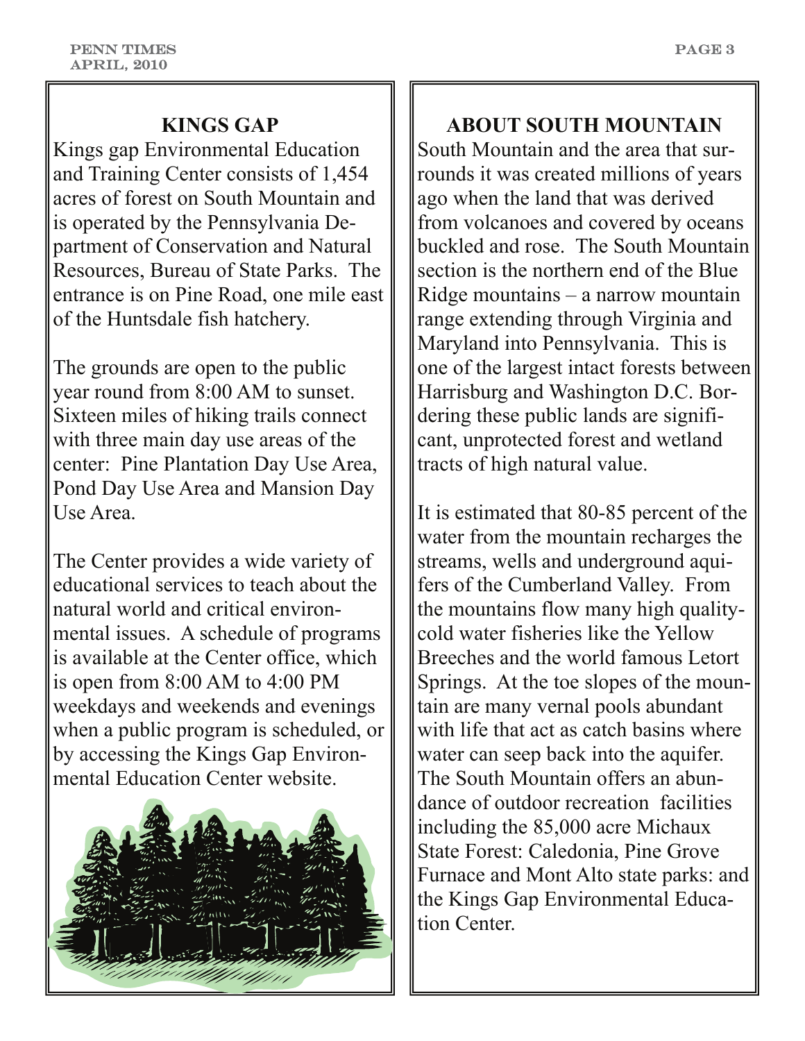## KINGS GAP

Kings gap Environmental Education and Training Center consists of 1,454 acres of forest on South Mountain and is operated by the Pennsylvania Department of Conservation and Natural Resources, Bureau of State Parks. The entrance is on Pine Road, one mile east of the Huntsdale fish hatchery.

The grounds are open to the public year round from 8:00 AM to sunset. Sixteen miles of hiking trails connect with three main day use areas of the center: Pine Plantation Day Use Area, Pond Day Use Area and Mansion Day Use Area.

The Center provides a wide variety of educational services to teach about the natural world and critical environmental issues. A schedule of programs is available at the Center office, which is open from 8:00 AM to 4:00 PM weekdays and weekends and evenings when a public program is scheduled, or by accessing the Kings Gap Environmental Education Center website.

## ABOUT SOUTH MOUNTAIN

South Mountain and the area that surrounds it was created millions of years ago when the land that was derived from volcanoes and covered by oceans buckled and rose. The South Mountain section is the northern end of the Blue Ridge mountains – a narrow mountain range extending through Virginia and Maryland into Pennsylvania. This is one of the largest intact forests between Harrisburg and Washington D.C. Bordering these public lands are significant, unprotected forest and wetland tracts of high natural value.

It is estimated that 80-85 percent of the water from the mountain recharges the streams, wells and underground aquifers of the Cumberland Valley. From the mountains flow many high quality-cold water fisheries like the Yellow Breeches and the world famous Letort Springs. At the toe slopes of the mountain are many vernal pools abundant with life that act as catch basins where water can seep back into the aquifer. The South Mountain offers an abundance of outdoor recreation facilities including the 85,000 acre Michaux State Forest: Caledonia, Pine Grove Furnace and Mont Alto state parks: and the Kings Gap Environmental Education Center.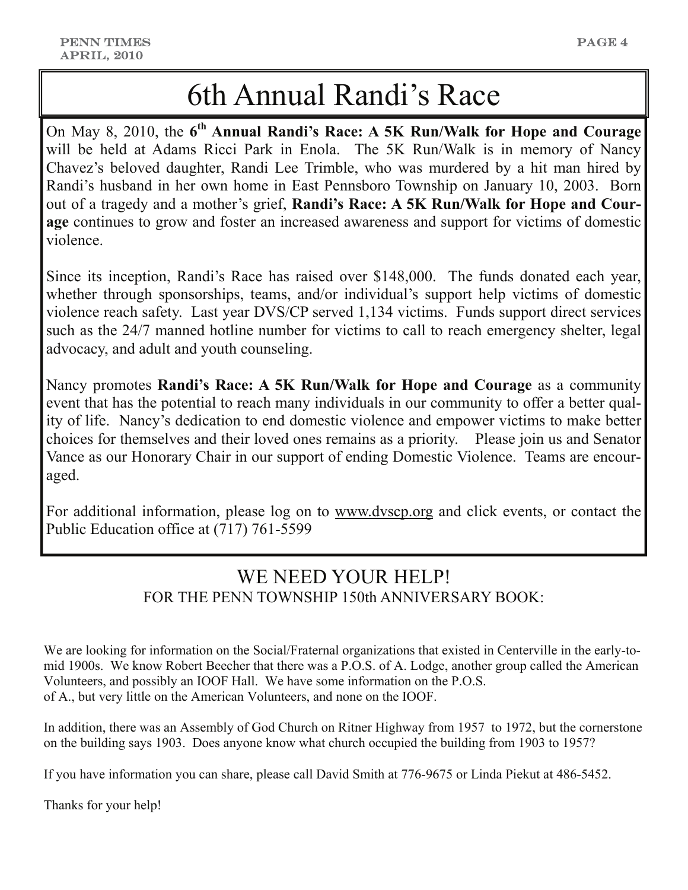# 6th Annual Randi's Race

On May 8, 2010, the **6th Annual Randi's Race: A 5K Run/Walk for Hope and Courage** will be held at Adams Ricci Park in Enola. The 5K Run/Walk is in memory of Nancy Chavez's beloved daughter, Randi Lee Trimble, who was murdered by a hit man hired by Randi's husband in her own home in East Pennsboro Township on January 10, 2003. Born out of a tragedy and a mother's grief, **Randi's Race: A 5K Run/Walk for Hope and Courage** continues to grow and foster an increased awareness and support for victims of domestic violence.

Since its inception, Randi's Race has raised over $148,000. The funds donated each year, whether through sponsorships, teams, and/or individual's support help victims of domestic violence reach safety. Last year DVS/CP served 1,134 victims. Funds support direct services such as the 24/7 manned hotline number for victims to call to reach emergency shelter, legal advocacy, and adult and youth counseling.

Nancy promotes **Randi's Race: A 5K Run/Walk for Hope and Courage** as a community event that has the potential to reach many individuals in our community to offer a better quality of life. Nancy's dedication to end domestic violence and empower victims to make better choices for themselves and their loved ones remains as a priority. Please join us and Senator Vance as our Honorary Chair in our support of ending Domestic Violence. Teams are encouraged.

For additional information, please log on to www.dvscp.org and click events, or contact the Public Education office at (717) 761-5599

## WE NEED YOUR HELP!

### FOR THE PENN TOWNSHIP 150th ANNIVERSARY BOOK:

We are looking for information on the Social/Fraternal organizations that existed in Centerville in the early-to-mid 1900s. We know Robert Beecher that there was a P.O.S. of A. Lodge, another group called the American Volunteers, and possibly an IOOF Hall. We have some information on the P.O.S. of A., but very little on the American Volunteers, and none on the IOOF.

In addition, there was an Assembly of God Church on Ritner Highway from 1957 to 1972, but the cornerstone on the building says 1903. Does anyone know what church occupied the building from 1903 to 1957?

If you have information you can share, please call David Smith at 776-9675 or Linda Piekut at 486-5452.

Thanks for your help!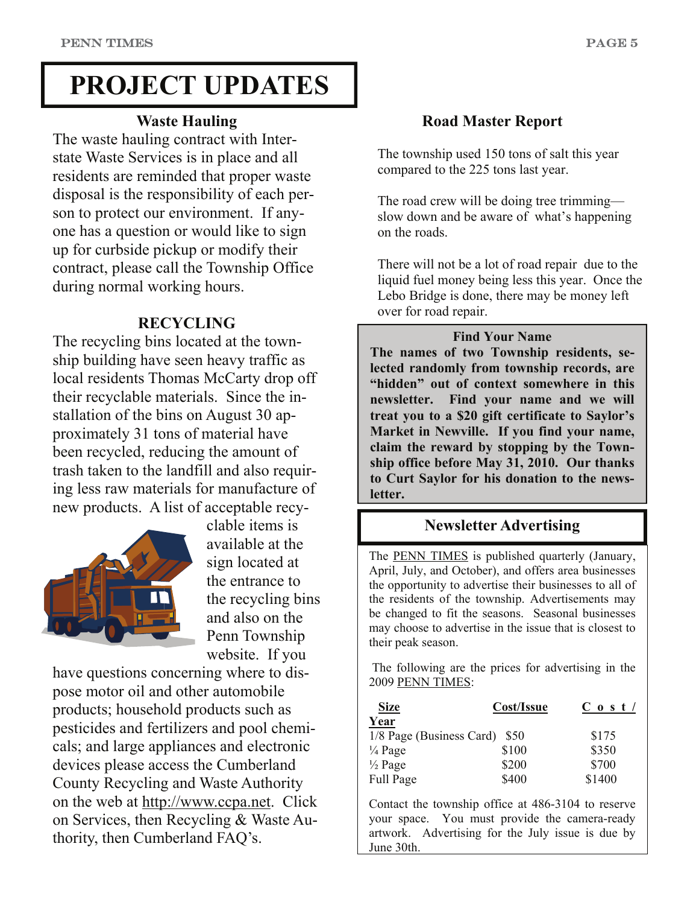# PROJECT UPDATES

### Waste Hauling

The waste hauling contract with Interstate Waste Services is in place and all residents are reminded that proper waste disposal is the responsibility of each person to protect our environment. If anyone has a question or would like to sign up for curbside pickup or modify their contract, please call the Township Office during normal working hours.

### RECYCLING

The recycling bins located at the township building have seen heavy traffic as local residents Thomas McCarty drop off their recyclable materials. Since the installation of the bins on August 30 approximately 31 tons of material have been recycled, reducing the amount of trash taken to the landfill and also requiring less raw materials for manufacture of new products. A list of acceptable recyclable items is available at the sign located at the entrance to the recycling bins and also on the Penn Township website. If you have questions concerning where to dispose motor oil and other automobile products; household products such as pesticides and fertilizers and pool chemicals; and large appliances and electronic devices please access the Cumberland County Recycling and Waste Authority on the web at http://www.ccpa.net. Click on Services, then Recycling & Waste Authority, then Cumberland FAQ's.

### Road Master Report

The township used 150 tons of salt this year compared to the 225 tons last year.

The road crew will be doing tree trimming—slow down and be aware of what's happening on the roads.

There will not be a lot of road repair due to the liquid fuel money being less this year. Once the Lebo Bridge is done, there may be money left over for road repair.

### Find Your Name

**The names of two Township residents, selected randomly from township records, are "hidden" out of context somewhere in this newsletter. Find your name and we will treat you to a $20 gift certificate to Saylor's Market in Newville. If you find your name, claim the reward by stopping by the Township office before May 31, 2010. Our thanks to Curt Saylor for his donation to the newsletter.**

### Newsletter Advertising

The PENN TIMES is published quarterly (January, April, July, and October), and offers area businesses the opportunity to advertise their businesses to all of the residents of the township. Advertisements may be changed to fit the seasons. Seasonal businesses may choose to advertise in the issue that is closest to their peak season.

The following are the prices for advertising in the 2009 PENN TIMES:

| Size | Cost/Issue | Cost/Year |
|---|---|---|
| 1/8 Page (Business Card) | $50 | $175 |
| ¼ Page | $100 | $350 |
| ½ Page | $200 | $700 |
| Full Page | $400 | $1400 |

Contact the township office at 486-3104 to reserve your space. You must provide the camera-ready artwork. Advertising for the July issue is due by June 30th.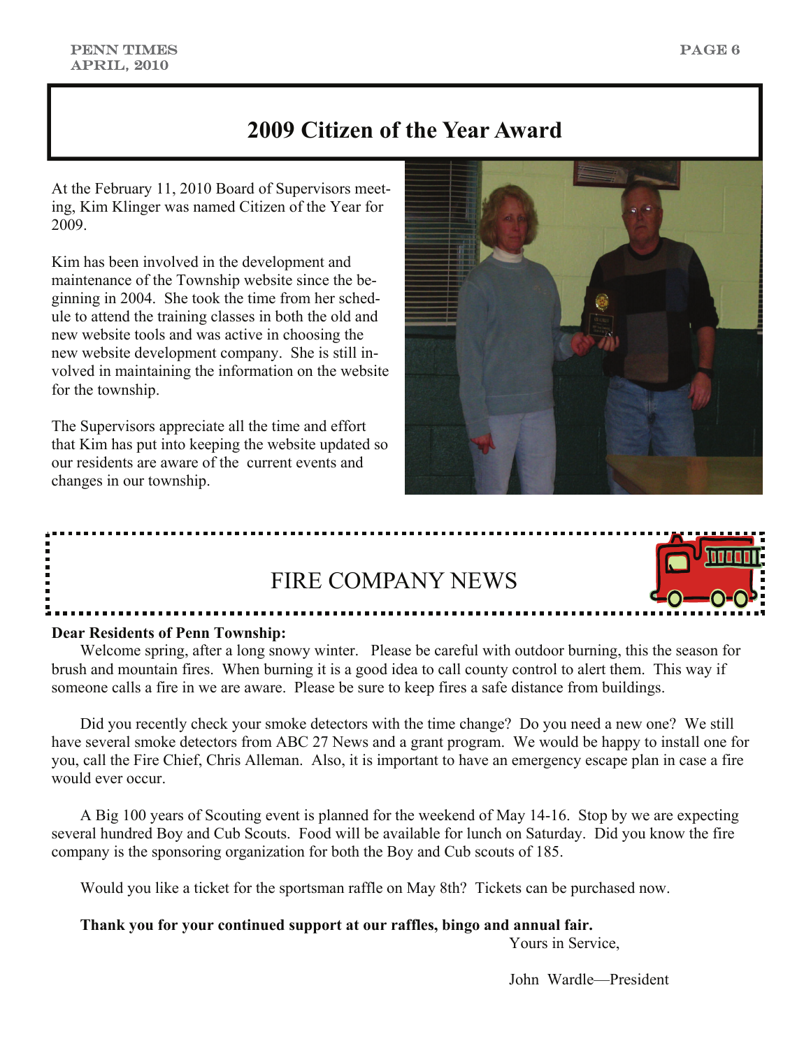## 2009 Citizen of the Year Award

At the February 11, 2010 Board of Supervisors meeting, Kim Klinger was named Citizen of the Year for 2009.

Kim has been involved in the development and maintenance of the Township website since the beginning in 2004. She took the time from her schedule to attend the training classes in both the old and new website tools and was active in choosing the new website development company. She is still involved in maintaining the information on the website for the township.

The Supervisors appreciate all the time and effort that Kim has put into keeping the website updated so our residents are aware of the current events and changes in our township.

## FIRE COMPANY NEWS

**Dear Residents of Penn Township:**

Welcome spring, after a long snowy winter. Please be careful with outdoor burning, this the season for brush and mountain fires. When burning it is a good idea to call county control to alert them. This way if someone calls a fire in we are aware. Please be sure to keep fires a safe distance from buildings.

Did you recently check your smoke detectors with the time change? Do you need a new one? We still have several smoke detectors from ABC 27 News and a grant program. We would be happy to install one for you, call the Fire Chief, Chris Alleman. Also, it is important to have an emergency escape plan in case a fire would ever occur.

A Big 100 years of Scouting event is planned for the weekend of May 14-16. Stop by we are expecting several hundred Boy and Cub Scouts. Food will be available for lunch on Saturday. Did you know the fire company is the sponsoring organization for both the Boy and Cub scouts of 185.

Would you like a ticket for the sportsman raffle on May 8th? Tickets can be purchased now.

**Thank you for your continued support at our raffles, bingo and annual fair.**

Yours in Service,

John Wardle—President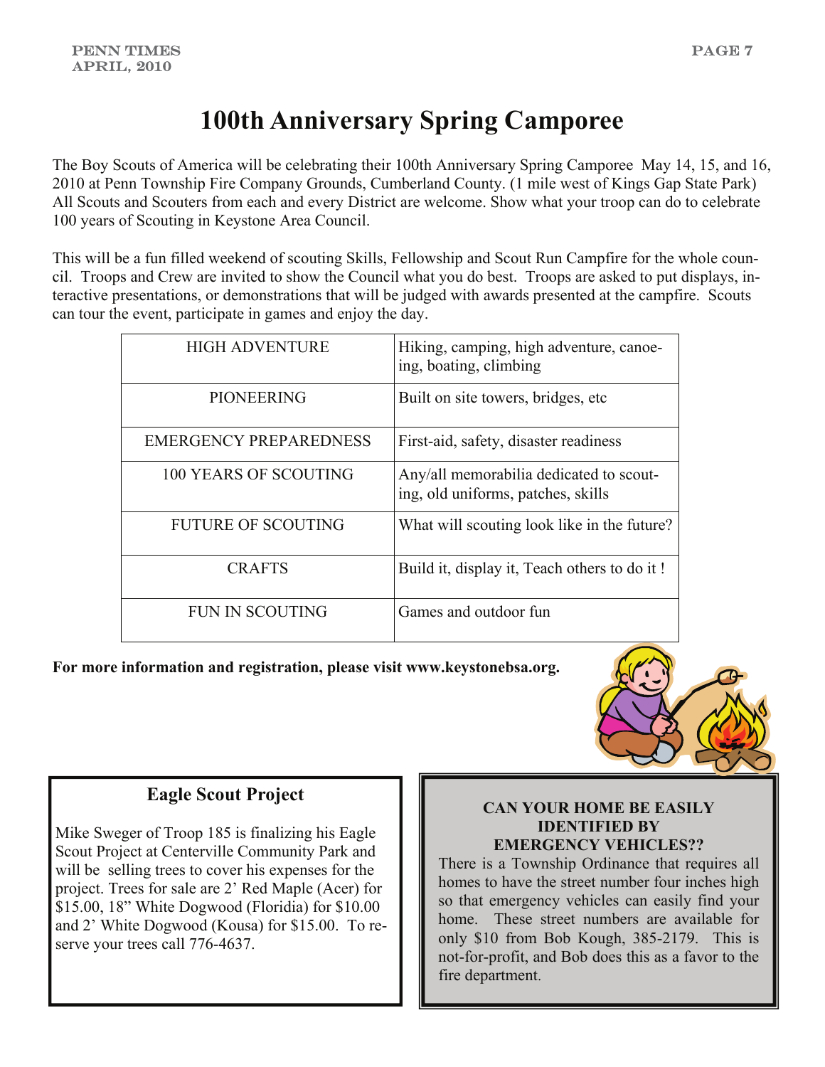# 100th Anniversary Spring Camporee

The Boy Scouts of America will be celebrating their 100th Anniversary Spring Camporee May 14, 15, and 16, 2010 at Penn Township Fire Company Grounds, Cumberland County. (1 mile west of Kings Gap State Park) All Scouts and Scouters from each and every District are welcome. Show what your troop can do to celebrate 100 years of Scouting in Keystone Area Council.

This will be a fun filled weekend of scouting Skills, Fellowship and Scout Run Campfire for the whole council. Troops and Crew are invited to show the Council what you do best. Troops are asked to put displays, interactive presentations, or demonstrations that will be judged with awards presented at the campfire. Scouts can tour the event, participate in games and enjoy the day.

| | |
|---|---|
| HIGH ADVENTURE | Hiking, camping, high adventure, canoeing, boating, climbing |
| PIONEERING | Built on site towers, bridges, etc |
| EMERGENCY PREPAREDNESS | First-aid, safety, disaster readiness |
| 100 YEARS OF SCOUTING | Any/all memorabilia dedicated to scouting, old uniforms, patches, skills |
| FUTURE OF SCOUTING | What will scouting look like in the future? |
| CRAFTS | Build it, display it, Teach others to do it ! |
| FUN IN SCOUTING | Games and outdoor fun |

**For more information and registration, please visit www.keystonebsa.org.**

## Eagle Scout Project

Mike Sweger of Troop 185 is finalizing his Eagle Scout Project at Centerville Community Park and will be selling trees to cover his expenses for the project. Trees for sale are 2' Red Maple (Acer) for $15.00, 18" White Dogwood (Floridia) for $10.00 and 2' White Dogwood (Kousa) for $15.00. To reserve your trees call 776-4637.

**CAN YOUR HOME BE EASILY IDENTIFIED BY EMERGENCY VEHICLES??**

There is a Township Ordinance that requires all homes to have the street number four inches high so that emergency vehicles can easily find your home. These street numbers are available for only $10 from Bob Kough, 385-2179. This is not-for-profit, and Bob does this as a favor to the fire department.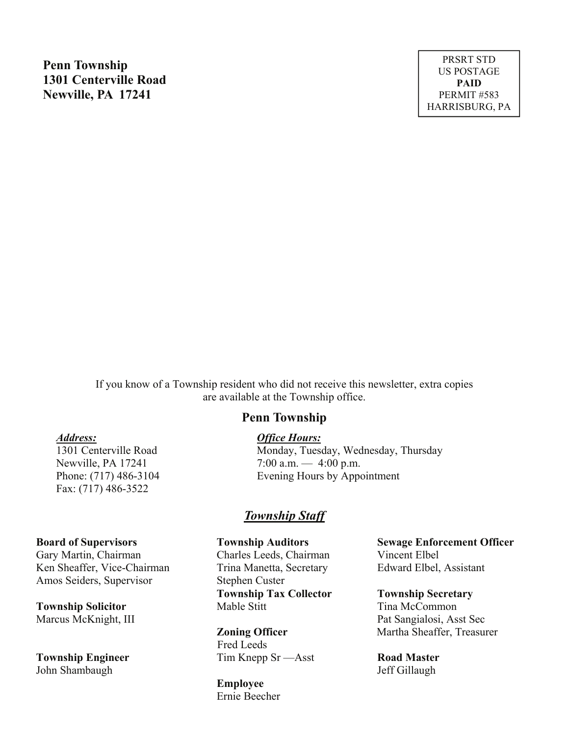**Penn Township**
**1301 Centerville Road**
**Newville, PA 17241**

PRSRT STD
US POSTAGE
**PAID**
PERMIT #583
HARRISBURG, PA

If you know of a Township resident who did not receive this newsletter, extra copies are available at the Township office.

## Penn Township

***Address:***
1301 Centerville Road
Newville, PA 17241
Phone: (717) 486-3104
Fax: (717) 486-3522

***Office Hours:***
Monday, Tuesday, Wednesday, Thursday
7:00 a.m. — 4:00 p.m.
Evening Hours by Appointment

## ***Township Staff***

**Board of Supervisors**
Gary Martin, Chairman
Ken Sheaffer, Vice-Chairman
Amos Seiders, Supervisor

**Township Solicitor**
Marcus McKnight, III

**Township Engineer**
John Shambaugh

**Township Auditors**
Charles Leeds, Chairman
Trina Manetta, Secretary
Stephen Custer

**Township Tax Collector**
Mable Stitt

**Zoning Officer**
Fred Leeds
Tim Knepp Sr —Asst

**Employee**
Ernie Beecher

**Sewage Enforcement Officer**
Vincent Elbel
Edward Elbel, Assistant

**Township Secretary**
Tina McCommon
Pat Sangialosi, Asst Sec
Martha Sheaffer, Treasurer

**Road Master**
Jeff Gillaugh